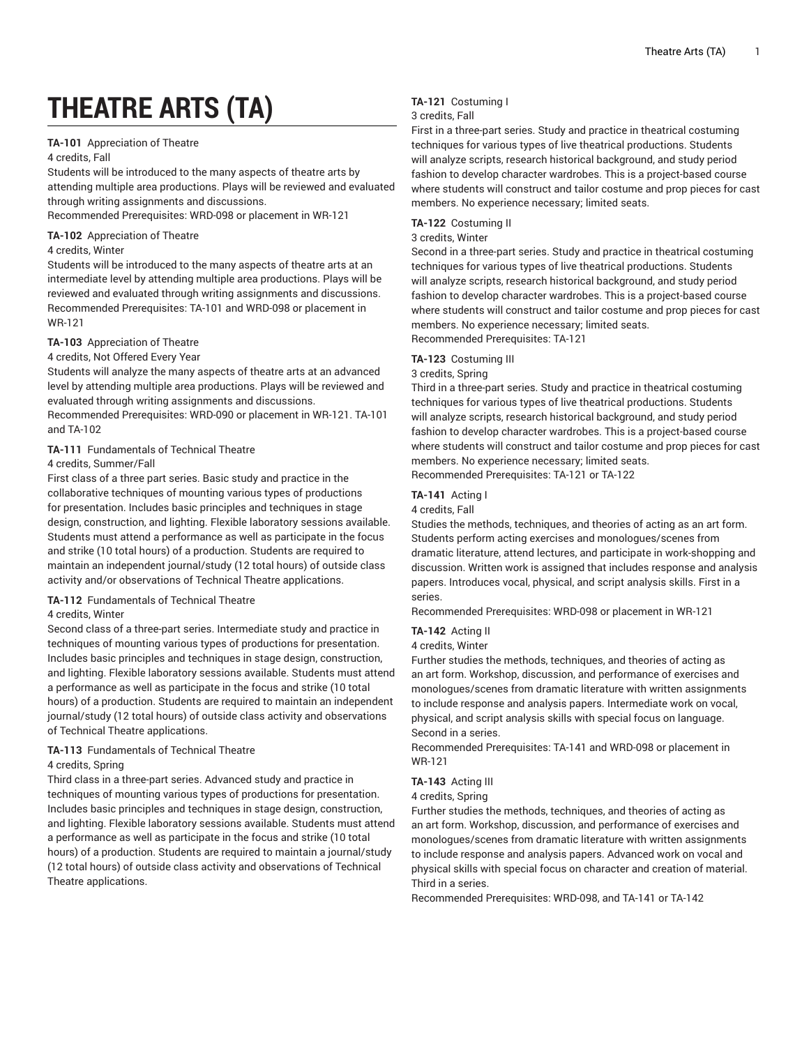# THEATRE ARTS (TA)

**TA-101** Appreciation of Theatre
4 credits, Fall
Students will be introduced to the many aspects of theatre arts by attending multiple area productions. Plays will be reviewed and evaluated through writing assignments and discussions.
Recommended Prerequisites: WRD-098 or placement in WR-121

**TA-102** Appreciation of Theatre
4 credits, Winter
Students will be introduced to the many aspects of theatre arts at an intermediate level by attending multiple area productions. Plays will be reviewed and evaluated through writing assignments and discussions.
Recommended Prerequisites: TA-101 and WRD-098 or placement in WR-121

**TA-103** Appreciation of Theatre
4 credits, Not Offered Every Year
Students will analyze the many aspects of theatre arts at an advanced level by attending multiple area productions. Plays will be reviewed and evaluated through writing assignments and discussions.
Recommended Prerequisites: WRD-090 or placement in WR-121. TA-101 and TA-102

**TA-111** Fundamentals of Technical Theatre
4 credits, Summer/Fall
First class of a three part series. Basic study and practice in the collaborative techniques of mounting various types of productions for presentation. Includes basic principles and techniques in stage design, construction, and lighting. Flexible laboratory sessions available. Students must attend a performance as well as participate in the focus and strike (10 total hours) of a production. Students are required to maintain an independent journal/study (12 total hours) of outside class activity and/or observations of Technical Theatre applications.

**TA-112** Fundamentals of Technical Theatre
4 credits, Winter
Second class of a three-part series. Intermediate study and practice in techniques of mounting various types of productions for presentation. Includes basic principles and techniques in stage design, construction, and lighting. Flexible laboratory sessions available. Students must attend a performance as well as participate in the focus and strike (10 total hours) of a production. Students are required to maintain an independent journal/study (12 total hours) of outside class activity and observations of Technical Theatre applications.

**TA-113** Fundamentals of Technical Theatre
4 credits, Spring
Third class in a three-part series. Advanced study and practice in techniques of mounting various types of productions for presentation. Includes basic principles and techniques in stage design, construction, and lighting. Flexible laboratory sessions available. Students must attend a performance as well as participate in the focus and strike (10 total hours) of a production. Students are required to maintain a journal/study (12 total hours) of outside class activity and observations of Technical Theatre applications.

**TA-121** Costuming I
3 credits, Fall
First in a three-part series. Study and practice in theatrical costuming techniques for various types of live theatrical productions. Students will analyze scripts, research historical background, and study period fashion to develop character wardrobes. This is a project-based course where students will construct and tailor costume and prop pieces for cast members. No experience necessary; limited seats.

**TA-122** Costuming II
3 credits, Winter
Second in a three-part series. Study and practice in theatrical costuming techniques for various types of live theatrical productions. Students will analyze scripts, research historical background, and study period fashion to develop character wardrobes. This is a project-based course where students will construct and tailor costume and prop pieces for cast members. No experience necessary; limited seats.
Recommended Prerequisites: TA-121

**TA-123** Costuming III
3 credits, Spring
Third in a three-part series. Study and practice in theatrical costuming techniques for various types of live theatrical productions. Students will analyze scripts, research historical background, and study period fashion to develop character wardrobes. This is a project-based course where students will construct and tailor costume and prop pieces for cast members. No experience necessary; limited seats.
Recommended Prerequisites: TA-121 or TA-122

**TA-141** Acting I
4 credits, Fall
Studies the methods, techniques, and theories of acting as an art form. Students perform acting exercises and monologues/scenes from dramatic literature, attend lectures, and participate in work-shopping and discussion. Written work is assigned that includes response and analysis papers. Introduces vocal, physical, and script analysis skills. First in a series.
Recommended Prerequisites: WRD-098 or placement in WR-121

**TA-142** Acting II
4 credits, Winter
Further studies the methods, techniques, and theories of acting as an art form. Workshop, discussion, and performance of exercises and monologues/scenes from dramatic literature with written assignments to include response and analysis papers. Intermediate work on vocal, physical, and script analysis skills with special focus on language. Second in a series.
Recommended Prerequisites: TA-141 and WRD-098 or placement in WR-121

**TA-143** Acting III
4 credits, Spring
Further studies the methods, techniques, and theories of acting as an art form. Workshop, discussion, and performance of exercises and monologues/scenes from dramatic literature with written assignments to include response and analysis papers. Advanced work on vocal and physical skills with special focus on character and creation of material. Third in a series.
Recommended Prerequisites: WRD-098, and TA-141 or TA-142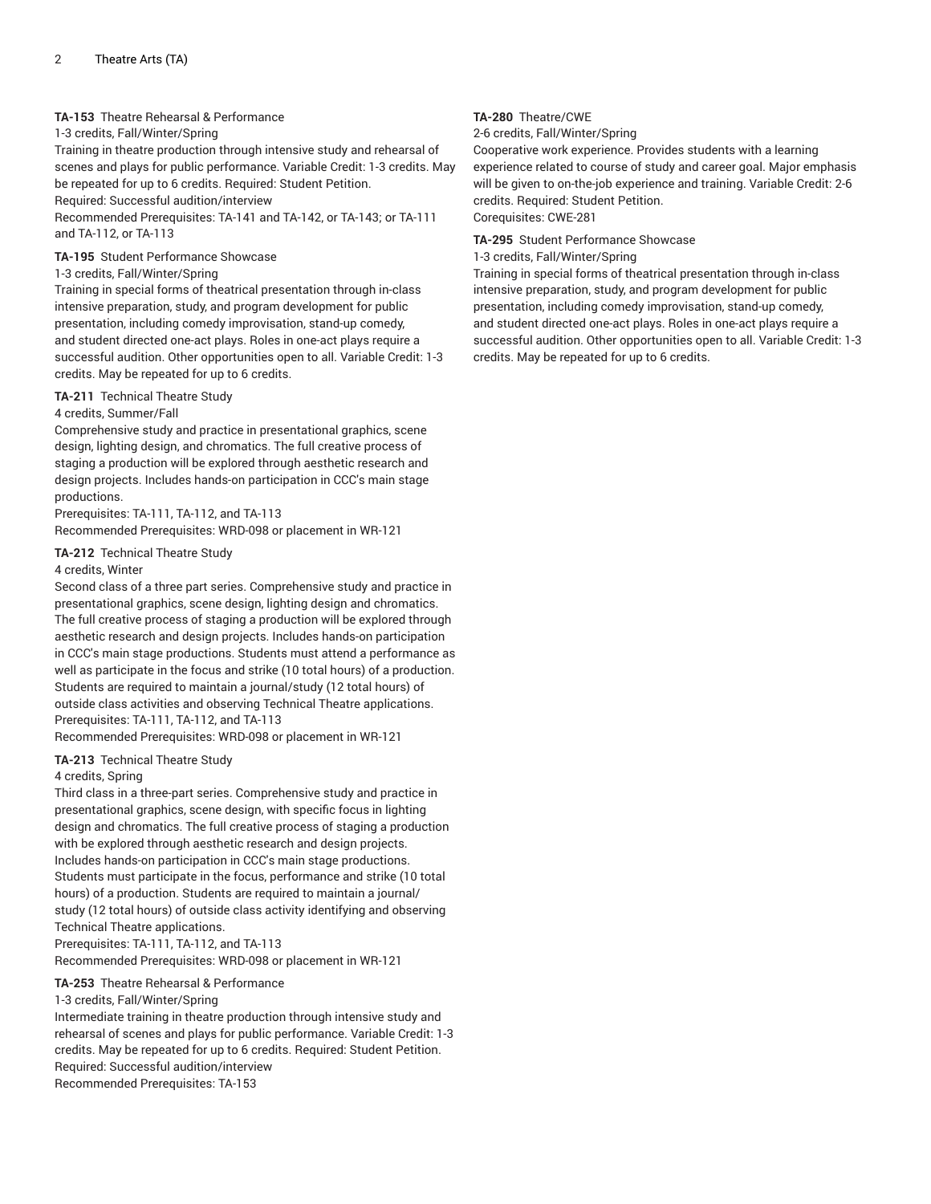**TA-153** Theatre Rehearsal & Performance
1-3 credits, Fall/Winter/Spring
Training in theatre production through intensive study and rehearsal of scenes and plays for public performance. Variable Credit: 1-3 credits. May be repeated for up to 6 credits. Required: Student Petition.
Required: Successful audition/interview
Recommended Prerequisites: TA-141 and TA-142, or TA-143; or TA-111 and TA-112, or TA-113

**TA-195** Student Performance Showcase
1-3 credits, Fall/Winter/Spring
Training in special forms of theatrical presentation through in-class intensive preparation, study, and program development for public presentation, including comedy improvisation, stand-up comedy, and student directed one-act plays. Roles in one-act plays require a successful audition. Other opportunities open to all. Variable Credit: 1-3 credits. May be repeated for up to 6 credits.

**TA-211** Technical Theatre Study
4 credits, Summer/Fall
Comprehensive study and practice in presentational graphics, scene design, lighting design, and chromatics. The full creative process of staging a production will be explored through aesthetic research and design projects. Includes hands-on participation in CCC's main stage productions.
Prerequisites: TA-111, TA-112, and TA-113
Recommended Prerequisites: WRD-098 or placement in WR-121

**TA-212** Technical Theatre Study
4 credits, Winter
Second class of a three part series. Comprehensive study and practice in presentational graphics, scene design, lighting design and chromatics. The full creative process of staging a production will be explored through aesthetic research and design projects. Includes hands-on participation in CCC's main stage productions. Students must attend a performance as well as participate in the focus and strike (10 total hours) of a production. Students are required to maintain a journal/study (12 total hours) of outside class activities and observing Technical Theatre applications.
Prerequisites: TA-111, TA-112, and TA-113
Recommended Prerequisites: WRD-098 or placement in WR-121

**TA-213** Technical Theatre Study
4 credits, Spring
Third class in a three-part series. Comprehensive study and practice in presentational graphics, scene design, with specific focus in lighting design and chromatics. The full creative process of staging a production with be explored through aesthetic research and design projects. Includes hands-on participation in CCC's main stage productions. Students must participate in the focus, performance and strike (10 total hours) of a production. Students are required to maintain a journal/study (12 total hours) of outside class activity identifying and observing Technical Theatre applications.
Prerequisites: TA-111, TA-112, and TA-113
Recommended Prerequisites: WRD-098 or placement in WR-121

**TA-253** Theatre Rehearsal & Performance
1-3 credits, Fall/Winter/Spring
Intermediate training in theatre production through intensive study and rehearsal of scenes and plays for public performance. Variable Credit: 1-3 credits. May be repeated for up to 6 credits. Required: Student Petition.
Required: Successful audition/interview
Recommended Prerequisites: TA-153

**TA-280** Theatre/CWE
2-6 credits, Fall/Winter/Spring
Cooperative work experience. Provides students with a learning experience related to course of study and career goal. Major emphasis will be given to on-the-job experience and training. Variable Credit: 2-6 credits. Required: Student Petition.
Corequisites: CWE-281

**TA-295** Student Performance Showcase
1-3 credits, Fall/Winter/Spring
Training in special forms of theatrical presentation through in-class intensive preparation, study, and program development for public presentation, including comedy improvisation, stand-up comedy, and student directed one-act plays. Roles in one-act plays require a successful audition. Other opportunities open to all. Variable Credit: 1-3 credits. May be repeated for up to 6 credits.